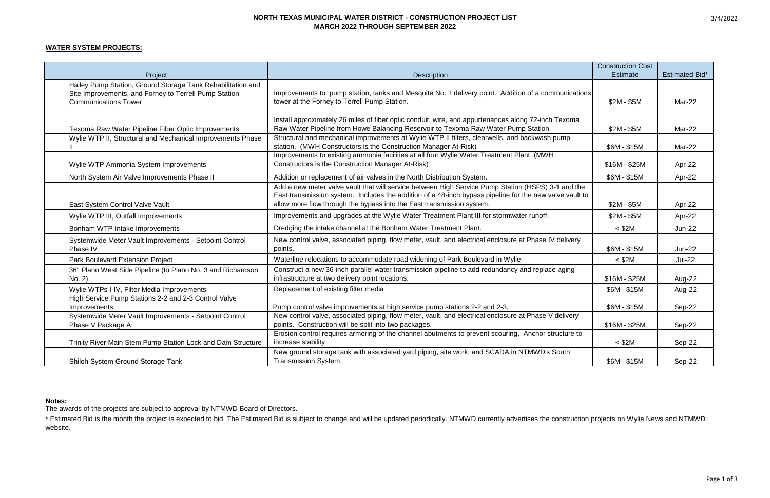# NORTH TEXAS MUNICIPAL WATER DISTRICT - CONSTRUCTION PROJECT LIST
## MARCH 2022 THROUGH SEPTEMBER 2022

3/4/2022

**WATER SYSTEM PROJECTS:**

| Project | Description | Construction Cost Estimate | Estimated Bid* |
|---|---|---|---|
| Hailey Pump Station, Ground Storage Tank Rehabilitation and Site Improvements, and Forney to Terrell Pump Station Communications Tower | Improvements to pump station, tanks and Mesquite No. 1 delivery point. Addition of a communications tower at the Forney to Terrell Pump Station. | $2M - $5M | Mar-22 |
| Texoma Raw Water Pipeline Fiber Optic Improvements | Install approximately 26 miles of fiber optic conduit, wire, and appurtenances along 72-inch Texoma Raw Water Pipeline from Howe Balancing Reservoir to Texoma Raw Water Pump Station | $2M - $5M | Mar-22 |
| Wylie WTP II, Structural and Mechanical Improvements Phase II | Structural and mechanical improvements at Wylie WTP II filters, clearwells, and backwash pump station. (MWH Constructors is the Construction Manager At-Risk) | $6M - $15M | Mar-22 |
| Wylie WTP Ammonia System Improvements | Improvements to existing ammonia facilities at all four Wylie Water Treatment Plant. (MWH Constructors is the Construction Manager At-Risk) | $16M - $25M | Apr-22 |
| North System Air Valve Improvements Phase II | Addition or replacement of air valves in the North Distribution System. | $6M - $15M | Apr-22 |
| East System Control Valve Vault | Add a new meter valve vault that will service between High Service Pump Station (HSPS) 3-1 and the East transmission system. Includes the addition of a 48-inch bypass pipeline for the new valve vault to allow more flow through the bypass into the East transmission system. | $2M - $5M | Apr-22 |
| Wylie WTP III, Outfall Improvements | Improvements and upgrades at the Wylie Water Treatment Plant III for stormwater runoff. | $2M - $5M | Apr-22 |
| Bonham WTP Intake Improvements | Dredging the intake channel at the Bonham Water Treatment Plant. | < $2M | Jun-22 |
| Systemwide Meter Vault Improvements - Setpoint Control Phase IV | New control valve, associated piping, flow meter, vault, and electrical enclosure at Phase IV delivery points. | $6M - $15M | Jun-22 |
| Park Boulevard Extension Project | Waterline relocations to accommodate road widening of Park Boulevard in Wylie. | < $2M | Jul-22 |
| 36" Plano West Side Pipeline (to Plano No. 3 and Richardson No. 2) | Construct a new 36-inch parallel water transmission pipeline to add redundancy and replace aging infrastructure at two delivery point locations. | $16M - $25M | Aug-22 |
| Wylie WTPs I-IV, Filter Media Improvements | Replacement of existing filter media | $6M - $15M | Aug-22 |
| High Service Pump Stations 2-2 and 2-3 Control Valve Improvements | Pump control valve improvements at high service pump stations 2-2 and 2-3. | $6M - $15M | Sep-22 |
| Systemwide Meter Vault Improvements - Setpoint Control Phase V Package A | New control valve, associated piping, flow meter, vault, and electrical enclosure at Phase V delivery points. Construction will be split into two packages. | $16M - $25M | Sep-22 |
| Trinity River Main Stem Pump Station Lock and Dam Structure | Erosion control requires armoring of the channel abutments to prevent scouring. Anchor structure to increase stability | < $2M | Sep-22 |
| Shiloh System Ground Storage Tank | New ground storage tank with associated yard piping, site work, and SCADA in NTMWD's South Transmission System. | $6M - $15M | Sep-22 |

**Notes:**

The awards of the projects are subject to approval by NTMWD Board of Directors.

* Estimated Bid is the month the project is expected to bid. The Estimated Bid is subject to change and will be updated periodically. NTMWD currently advertises the construction projects on Wylie News and NTMWD website.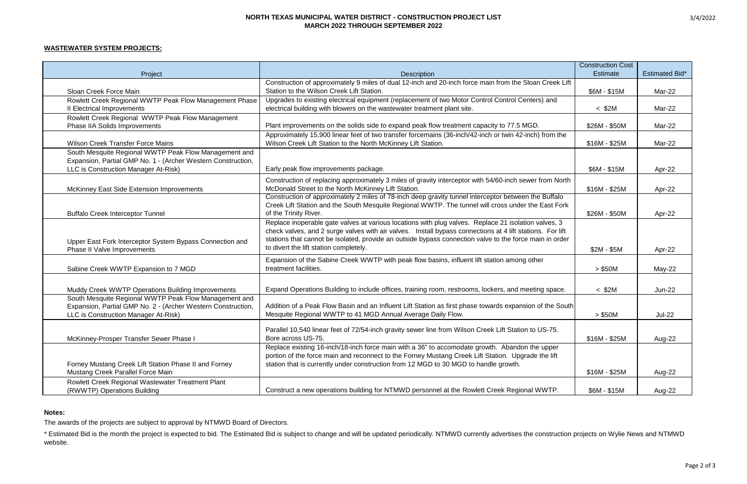# NORTH TEXAS MUNICIPAL WATER DISTRICT - CONSTRUCTION PROJECT LIST
## MARCH 2022 THROUGH SEPTEMBER 2022

**WASTEWATER SYSTEM PROJECTS:**

| Project | Description | Construction Cost Estimate | Estimated Bid* |
|---|---|---|---|
| Sloan Creek Force Main | Construction of approximately 9 miles of dual 12-inch and 20-inch force main from the Sloan Creek Lift Station to the Wilson Creek Lift Station. | $6M - $15M | Mar-22 |
| Rowlett Creek Regional WWTP Peak Flow Management Phase II Electrical Improvements | Upgrades to existing electrical equipment (replacement of two Motor Control Control Centers) and electrical building with blowers on the wastewater treatment plant site. | < $2M | Mar-22 |
| Rowlett Creek Regional WWTP Peak Flow Management Phase IIA Solids Improvements | Plant improvements on the solids side to expand peak flow treatment capacity to 77.5 MGD. | $26M - $50M | Mar-22 |
| Wilson Creek Transfer Force Mains | Approximately 15,900 linear feet of two transfer forcemains (36-inch/42-inch or twin 42-inch) from the Wilson Creek Lift Station to the North McKinney Lift Station. | $16M - $25M | Mar-22 |
| South Mesquite Regional WWTP Peak Flow Management and Expansion, Partial GMP No. 1 - (Archer Western Construction, LLC is Construction Manager At-Risk) | Early peak flow improvements package. | $6M - $15M | Apr-22 |
| McKinney East Side Extension Improvements | Construction of replacing approximately 3 miles of gravity interceptor with 54/60-inch sewer from North McDonald Street to the North McKinney Lift Station. | $16M - $25M | Apr-22 |
| Buffalo Creek Interceptor Tunnel | Construction of approximately 2 miles of 78-inch deep gravity tunnel interceptor between the Buffalo Creek Lift Station and the South Mesquite Regional WWTP. The tunnel will cross under the East Fork of the Trinity River. | $26M - $50M | Apr-22 |
| Upper East Fork Interceptor System Bypass Connection and Phase II Valve Improvements | Replace inoperable gate valves at various locations with plug valves. Replace 21 isolation valves, 3 check valves, and 2 surge valves with air valves. Install bypass connections at 4 lift stations. For lift stations that cannot be isolated, provide an outside bypass connection valve to the force main in order to divert the lift station completely. | $2M - $5M | Apr-22 |
| Sabine Creek WWTP Expansion to 7 MGD | Expansion of the Sabine Creek WWTP with peak flow basins, influent lift station among other treatment facilities. | > $50M | May-22 |
| Muddy Creek WWTP Operations Building Improvements | Expand Operations Building to include offices, training room, restrooms, lockers, and meeting space. | < $2M | Jun-22 |
| South Mesquite Regional WWTP Peak Flow Management and Expansion, Partial GMP No. 2 - (Archer Western Construction, LLC is Construction Manager At-Risk) | Addition of a Peak Flow Basin and an Influent Lift Station as first phase towards expansion of the South Mesquite Regional WWTP to 41 MGD Annual Average Daily Flow. | > $50M | Jul-22 |
| McKinney-Prosper Transfer Sewer Phase I | Parallel 10,540 linear feet of 72/54-inch gravity sewer line from Wilson Creek Lift Station to US-75. Bore across US-75. | $16M - $25M | Aug-22 |
| Forney Mustang Creek Lift Station Phase II and Forney Mustang Creek Parallel Force Main | Replace existing 16-inch/18-inch force main with a 36" to accomodate growth. Abandon the upper portion of the force main and reconnect to the Forney Mustang Creek Lift Station. Upgrade the lift station that is currently under construction from 12 MGD to 30 MGD to handle growth. | $16M - $25M | Aug-22 |
| Rowlett Creek Regional Wastewater Treatment Plant (RWWTP) Operations Building | Construct a new operations building for NTMWD personnel at the Rowlett Creek Regional WWTP. | $6M - $15M | Aug-22 |

**Notes:**

The awards of the projects are subject to approval by NTMWD Board of Directors.

* Estimated Bid is the month the project is expected to bid. The Estimated Bid is subject to change and will be updated periodically. NTMWD currently advertises the construction projects on Wylie News and NTMWD website.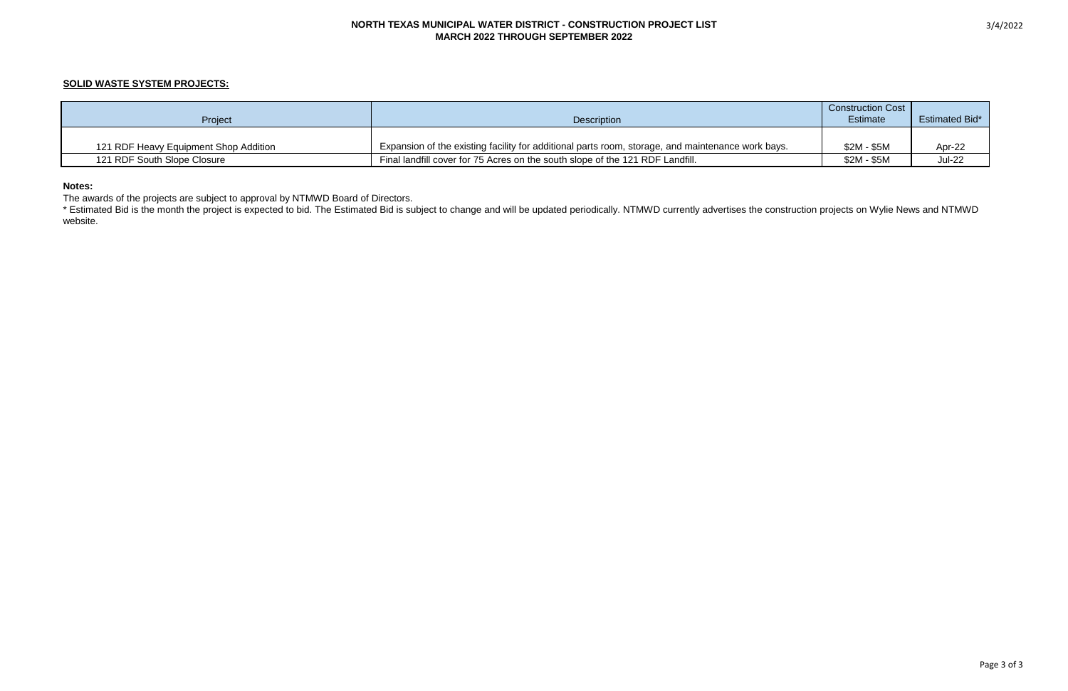## SOLID WASTE SYSTEM PROJECTS:

| Project | Description | Construction Cost Estimate | Estimated Bid* |
|---|---|---|---|
| 121 RDF Heavy Equipment Shop Addition | Expansion of the existing facility for additional parts room, storage, and maintenance work bays. | $2M - $5M | Apr-22 |
| 121 RDF South Slope Closure | Final landfill cover for 75 Acres on the south slope of the 121 RDF Landfill. | $2M - $5M | Jul-22 |

**Notes:**

The awards of the projects are subject to approval by NTMWD Board of Directors.

* Estimated Bid is the month the project is expected to bid. The Estimated Bid is subject to change and will be updated periodically. NTMWD currently advertises the construction projects on Wylie News and NTMWD website.